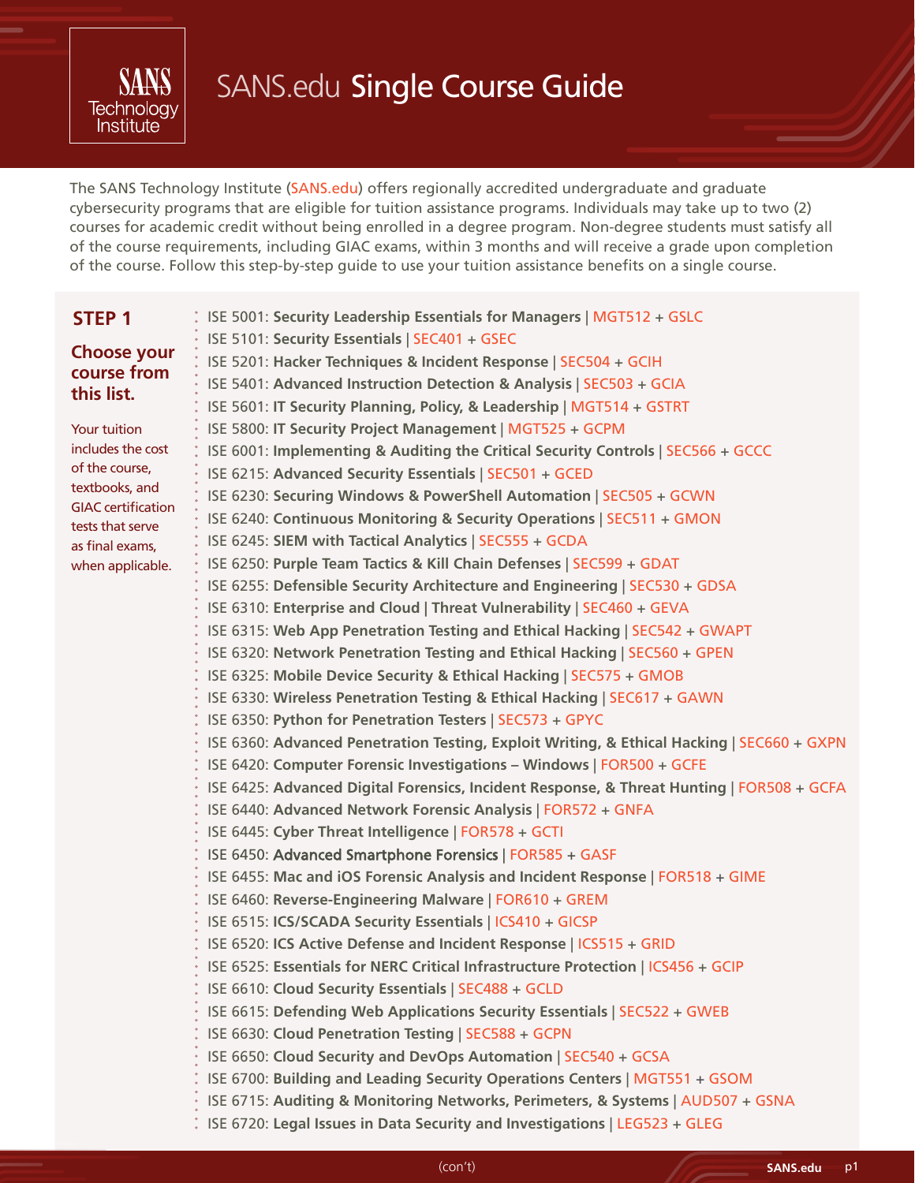# SANS.edu Single Course Guide

The SANS Technology Institute (SANS.edu) offers regionally accredited undergraduate and graduate cybersecurity programs that are eligible for tuition assistance programs. Individuals may take up to two (2) courses for academic credit without being enrolled in a degree program. Non-degree students must satisfy all of the course requirements, including GIAC exams, within 3 months and will receive a grade upon completion of the course. Follow this step-by-step guide to use your tuition assistance benefits on a single course.

## STEP 1

### Choose your course from this list.

Your tuition includes the cost of the course, textbooks, and GIAC certification tests that serve as final exams, when applicable.

- ISE 5001: **Security Leadership Essentials for Managers** | MGT512 + GSLC
- ISE 5101: **Security Essentials** | SEC401 + GSEC
- ISE 5201: **Hacker Techniques & Incident Response** | SEC504 + GCIH
- ISE 5401: **Advanced Instruction Detection & Analysis** | SEC503 + GCIA
- ISE 5601: **IT Security Planning, Policy, & Leadership** | MGT514 + GSTRT
- ISE 5800: **IT Security Project Management** | MGT525 + GCPM
- ISE 6001: **Implementing & Auditing the Critical Security Controls** | SEC566 + GCCC
- ISE 6215: **Advanced Security Essentials** | SEC501 + GCED
- ISE 6230: **Securing Windows & PowerShell Automation** | SEC505 + GCWN
- ISE 6240: **Continuous Monitoring & Security Operations** | SEC511 + GMON
- ISE 6245: **SIEM with Tactical Analytics** | SEC555 + GCDA
- ISE 6250: **Purple Team Tactics & Kill Chain Defenses** | SEC599 + GDAT
- ISE 6255: **Defensible Security Architecture and Engineering** | SEC530 + GDSA
- ISE 6310: **Enterprise and Cloud | Threat Vulnerability** | SEC460 + GEVA
- ISE 6315: **Web App Penetration Testing and Ethical Hacking** | SEC542 + GWAPT
- ISE 6320: **Network Penetration Testing and Ethical Hacking** | SEC560 + GPEN
- ISE 6325: **Mobile Device Security & Ethical Hacking** | SEC575 + GMOB
- ISE 6330: **Wireless Penetration Testing & Ethical Hacking** | SEC617 + GAWN
- ISE 6350: **Python for Penetration Testers** | SEC573 + GPYC
- ISE 6360: **Advanced Penetration Testing, Exploit Writing, & Ethical Hacking** | SEC660 + GXPN
- ISE 6420: **Computer Forensic Investigations – Windows** | FOR500 + GCFE
- ISE 6425: **Advanced Digital Forensics, Incident Response, & Threat Hunting** | FOR508 + GCFA
- ISE 6440: **Advanced Network Forensic Analysis** | FOR572 + GNFA
- ISE 6445: **Cyber Threat Intelligence** | FOR578 + GCTI
- ISE 6450: **Advanced Smartphone Forensics** | FOR585 + GASF
- ISE 6455: **Mac and iOS Forensic Analysis and Incident Response** | FOR518 + GIME
- ISE 6460: **Reverse-Engineering Malware** | FOR610 + GREM
- ISE 6515: **ICS/SCADA Security Essentials** | ICS410 + GICSP
- ISE 6520: **ICS Active Defense and Incident Response** | ICS515 + GRID
- ISE 6525: **Essentials for NERC Critical Infrastructure Protection** | ICS456 + GCIP
- ISE 6610: **Cloud Security Essentials** | SEC488 + GCLD
- ISE 6615: **Defending Web Applications Security Essentials** | SEC522 + GWEB
- ISE 6630: **Cloud Penetration Testing** | SEC588 + GCPN
- ISE 6650: **Cloud Security and DevOps Automation** | SEC540 + GCSA
- ISE 6700: **Building and Leading Security Operations Centers** | MGT551 + GSOM
- ISE 6715: **Auditing & Monitoring Networks, Perimeters, & Systems** | AUD507 + GSNA
- ISE 6720: **Legal Issues in Data Security and Investigations** | LEG523 + GLEG

(con't)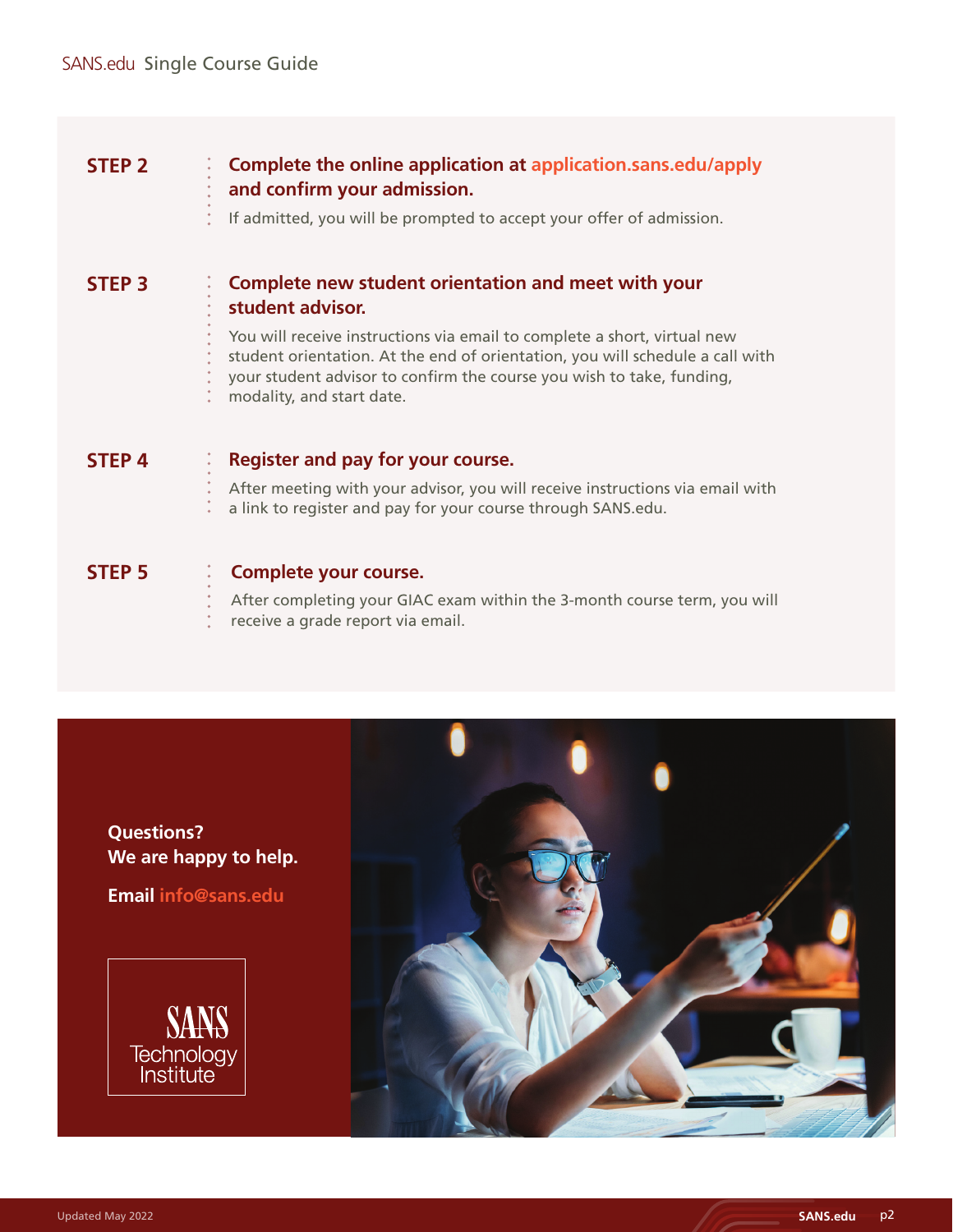## STEP 2

**Complete the online application at application.sans.edu/apply and confirm your admission.**

If admitted, you will be prompted to accept your offer of admission.

## STEP 3

**Complete new student orientation and meet with your student advisor.**

You will receive instructions via email to complete a short, virtual new student orientation. At the end of orientation, you will schedule a call with your student advisor to confirm the course you wish to take, funding, modality, and start date.

## STEP 4

**Register and pay for your course.**

After meeting with your advisor, you will receive instructions via email with a link to register and pay for your course through SANS.edu.

## STEP 5

**Complete your course.**

After completing your GIAC exam within the 3-month course term, you will receive a grade report via email.

**Questions?**
**We are happy to help.**

**Email info@sans.edu**

SANS Technology Institute

Updated May 2022